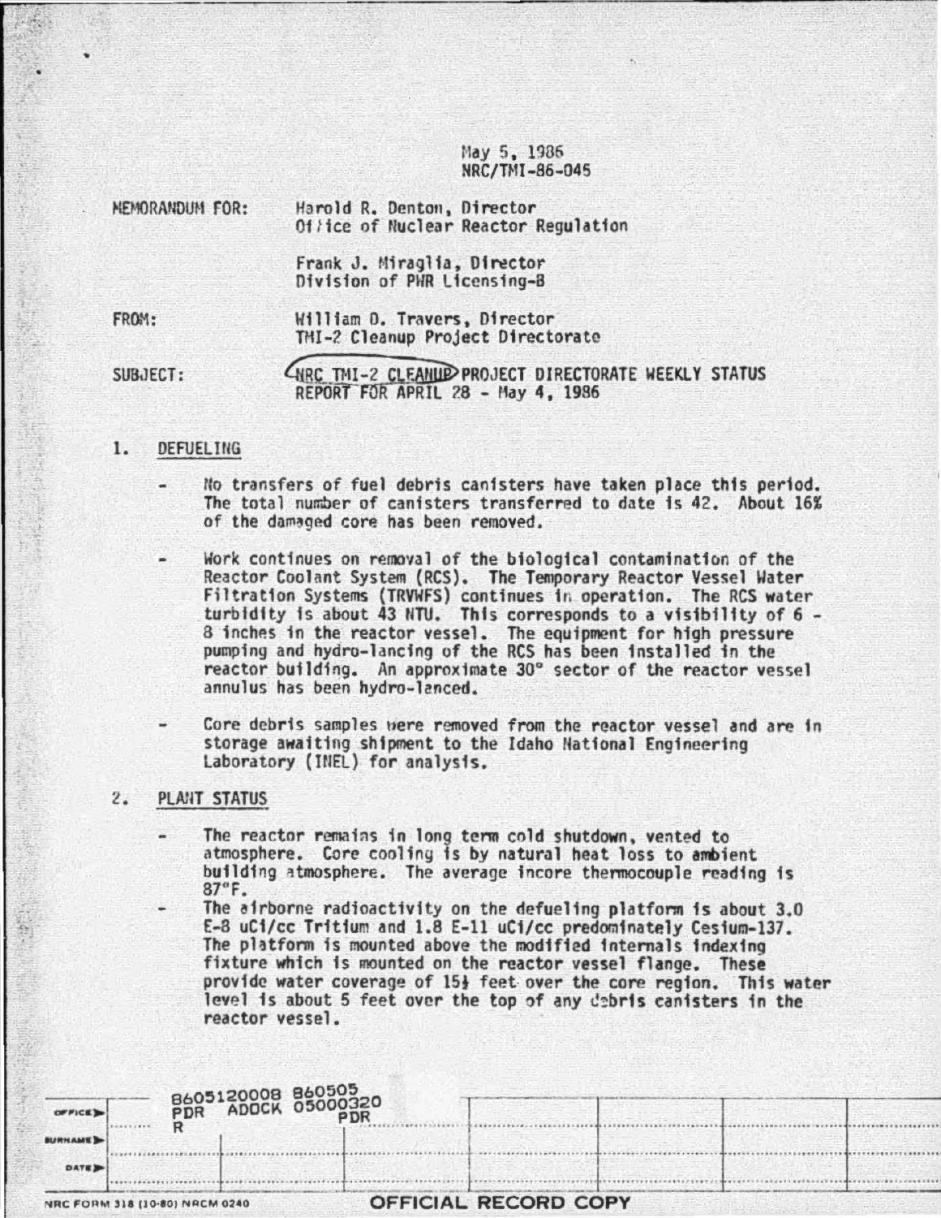May 5, 1986
NRC/TMI-86-045

MEMORANDUM FOR: Harold R. Denton, Director
Office of Nuclear Reactor Regulation

Frank J. Miraglia, Director
Division of PWR Licensing-B

FROM: William D. Travers, Director
TMI-2 Cleanup Project Directorate

SUBJECT: NRC TMI-2 CLEANUP PROJECT DIRECTORATE WEEKLY STATUS REPORT FOR APRIL 28 - May 4, 1986

## 1. DEFUELING

- No transfers of fuel debris canisters have taken place this period. The total number of canisters transferred to date is 42. About 16% of the damaged core has been removed.
- Work continues on removal of the biological contamination of the Reactor Coolant System (RCS). The Temporary Reactor Vessel Water Filtration Systems (TRVWFS) continues in operation. The RCS water turbidity is about 43 NTU. This corresponds to a visibility of 6 - 8 inches in the reactor vessel. The equipment for high pressure pumping and hydro-lancing of the RCS has been installed in the reactor building. An approximate 30° sector of the reactor vessel annulus has been hydro-lanced.
- Core debris samples were removed from the reactor vessel and are in storage awaiting shipment to the Idaho National Engineering Laboratory (INEL) for analysis.

## 2. PLANT STATUS

- The reactor remains in long term cold shutdown, vented to atmosphere. Core cooling is by natural heat loss to ambient building atmosphere. The average incore thermocouple reading is 87°F.
- The airborne radioactivity on the defueling platform is about 3.0 E-8 uCi/cc Tritium and 1.8 E-11 uCi/cc predominately Cesium-137. The platform is mounted above the modified internals indexing fixture which is mounted on the reactor vessel flange. These provide water coverage of 15½ feet over the core region. This water level is about 5 feet over the top of any debris canisters in the reactor vessel.

8605120008 860505
PDR ADOCK 05000320
R PDR

OFFICIAL RECORD COPY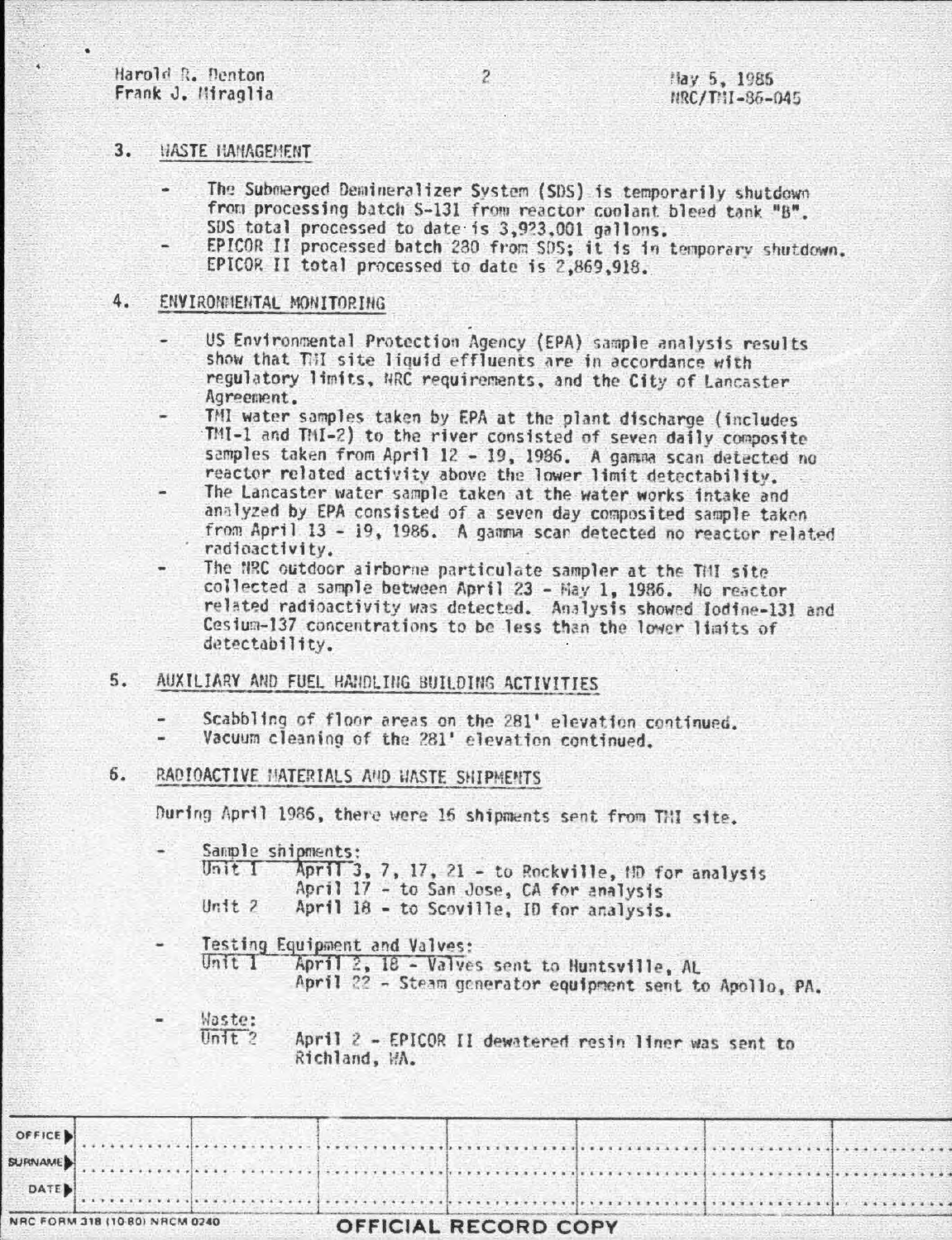Harold R. Denton
Frank J. Miraglia

May 5, 1986
NRC/TMI-86-045

## 3. WASTE MANAGEMENT

- The Submerged Demineralizer System (SDS) is temporarily shutdown from processing batch S-131 from reactor coolant bleed tank "B". SDS total processed to date is 3,923,001 gallons.
- EPICOR II processed batch 280 from SDS; it is in temporary shutdown. EPICOR II total processed to date is 2,869,918.

## 4. ENVIRONMENTAL MONITORING

- US Environmental Protection Agency (EPA) sample analysis results show that TMI site liquid effluents are in accordance with regulatory limits, NRC requirements, and the City of Lancaster Agreement.
- TMI water samples taken by EPA at the plant discharge (includes TMI-1 and TMI-2) to the river consisted of seven daily composite samples taken from April 12 - 19, 1986. A gamma scan detected no reactor related activity above the lower limit detectability.
- The Lancaster water sample taken at the water works intake and analyzed by EPA consisted of a seven day composited sample taken from April 13 - 19, 1986. A gamma scan detected no reactor related radioactivity.
- The NRC outdoor airborne particulate sampler at the TMI site collected a sample between April 23 - May 1, 1986. No reactor related radioactivity was detected. Analysis showed Iodine-131 and Cesium-137 concentrations to be less than the lower limits of detectability.

## 5. AUXILIARY AND FUEL HANDLING BUILDING ACTIVITIES

- Scabbling of floor areas on the 281' elevation continued.
- Vacuum cleaning of the 281' elevation continued.

## 6. RADIOACTIVE MATERIALS AND WASTE SHIPMENTS

During April 1986, there were 16 shipments sent from TMI site.

- Sample shipments:
  - Unit 1 — April 3, 7, 17, 21 - to Rockville, MD for analysis
    April 17 - to San Jose, CA for analysis
  - Unit 2 — April 18 - to Scoville, ID for analysis.

- Testing Equipment and Valves:
  - Unit 1 — April 2, 18 - Valves sent to Huntsville, AL
    April 22 - Steam generator equipment sent to Apollo, PA.

- Waste:
  - Unit 2 — April 2 - EPICOR II dewatered resin liner was sent to Richland, WA.

| OFFICE | | | | | | |
|---|---|---|---|---|---|---|
| SURNAME | | | | | | |
| DATE | | | | | | |

NRC FORM 318 (10-80) NRCM 0240

OFFICIAL RECORD COPY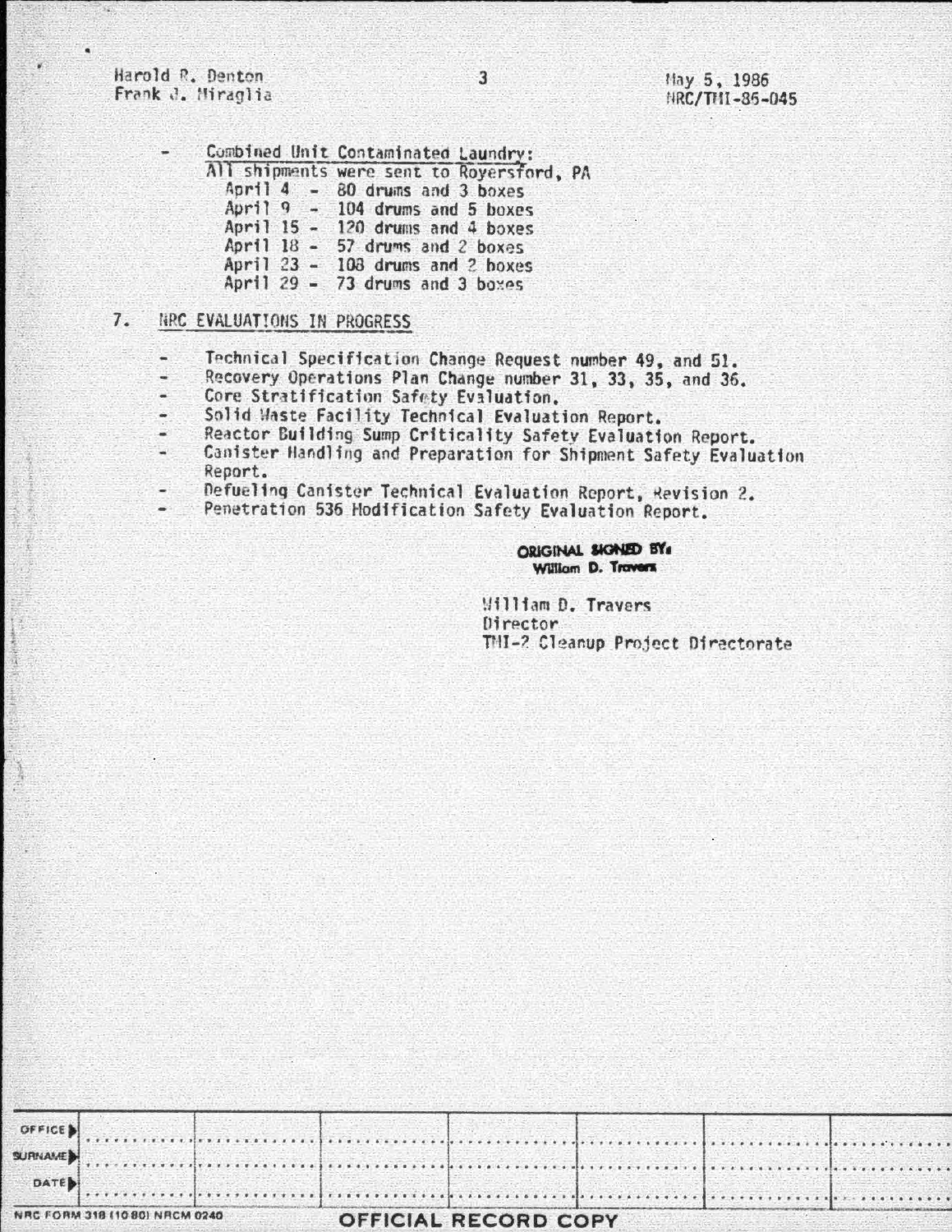- Combined Unit Contaminated Laundry:
  All shipments were sent to Royersford, PA
  - April 4 - 80 drums and 3 boxes
  - April 9 - 104 drums and 5 boxes
  - April 15 - 120 drums and 4 boxes
  - April 18 - 57 drums and 2 boxes
  - April 23 - 108 drums and 2 boxes
  - April 29 - 73 drums and 3 boxes

## 7. NRC EVALUATIONS IN PROGRESS

- Technical Specification Change Request number 49, and 51.
- Recovery Operations Plan Change number 31, 33, 35, and 36.
- Core Stratification Safety Evaluation.
- Solid Waste Facility Technical Evaluation Report.
- Reactor Building Sump Criticality Safety Evaluation Report.
- Canister Handling and Preparation for Shipment Safety Evaluation Report.
- Defueling Canister Technical Evaluation Report, Revision 2.
- Penetration 536 Modification Safety Evaluation Report.

**ORIGINAL SIGNED BY:**
**William D. Travers**

William D. Travers
Director
TMI-2 Cleanup Project Directorate

| OFFICE ▶ | | | | | | |
|---|---|---|---|---|---|---|
| SURNAME ▶ | | | | | | |
| DATE ▶ | | | | | | |

NRC FORM 318 (10 80) NRCM 0240

OFFICIAL RECORD COPY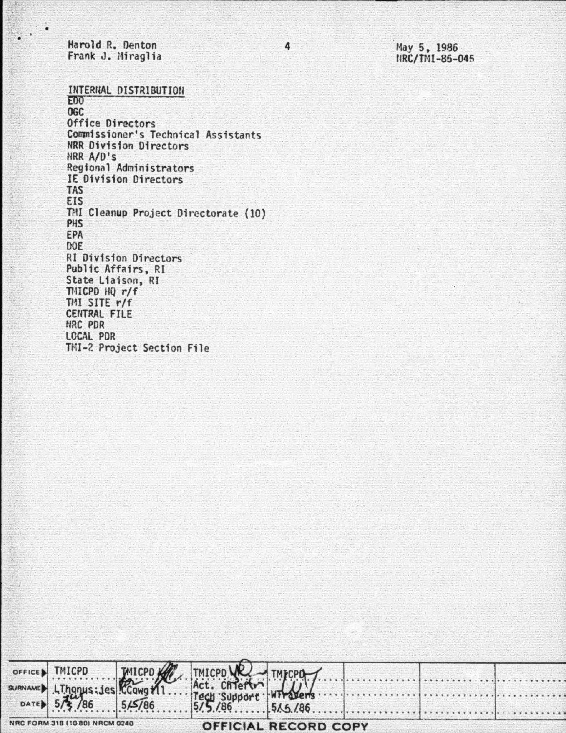Harold R. Denton
Frank J. Miraglia

May 5, 1986
NRC/TMI-86-045

INTERNAL DISTRIBUTION

EDO
OGC
Office Directors
Commissioner's Technical Assistants
NRR Division Directors
NRR A/D's
Regional Administrators
IE Division Directors
TAS
EIS
TMI Cleanup Project Directorate (10)
PHS
EPA
DOE
RI Division Directors
Public Affairs, RI
State Liaison, RI
TMICPD HQ r/f
TMI SITE r/f
CENTRAL FILE
NRC PDR
LOCAL PDR
TMI-2 Project Section File

| | | | | | | | |
|---|---|---|---|---|---|---|---|
| OFFICE | TMICPD | TMICPD | TMICPD Act. Chief Tech Support | TMICPD | | | |
| SURNAME | LThonus:jes | for CCowgill | | WTravers | | | |
| DATE | 5/5/86 | 5/5/86 | 5/5/86 | 5/5/86 | | | |

NRC FORM 318 (10-80) NRCM 0240

OFFICIAL RECORD COPY